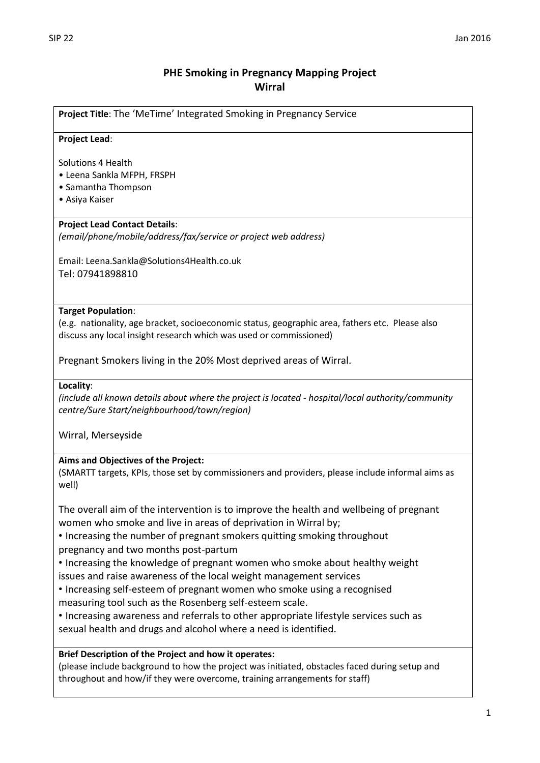# PHE Smoking in Pregnancy Mapping Project
## Wirral

**Project Title**: The 'MeTime' Integrated Smoking in Pregnancy Service

**Project Lead**:

Solutions 4 Health
- Leena Sankla MFPH, FRSPH
- Samantha Thompson
- Asiya Kaiser

**Project Lead Contact Details**:
*(email/phone/mobile/address/fax/service or project web address)*

Email: Leena.Sankla@Solutions4Health.co.uk
Tel: 07941898810

**Target Population**:
(e.g. nationality, age bracket, socioeconomic status, geographic area, fathers etc. Please also discuss any local insight research which was used or commissioned)

Pregnant Smokers living in the 20% Most deprived areas of Wirral.

**Locality**:
*(include all known details about where the project is located - hospital/local authority/community centre/Sure Start/neighbourhood/town/region)*

Wirral, Merseyside

**Aims and Objectives of the Project:**
(SMARTT targets, KPIs, those set by commissioners and providers, please include informal aims as well)

The overall aim of the intervention is to improve the health and wellbeing of pregnant women who smoke and live in areas of deprivation in Wirral by;
- Increasing the number of pregnant smokers quitting smoking throughout pregnancy and two months post-partum
- Increasing the knowledge of pregnant women who smoke about healthy weight issues and raise awareness of the local weight management services
- Increasing self-esteem of pregnant women who smoke using a recognised measuring tool such as the Rosenberg self-esteem scale.
- Increasing awareness and referrals to other appropriate lifestyle services such as sexual health and drugs and alcohol where a need is identified.

**Brief Description of the Project and how it operates:**
(please include background to how the project was initiated, obstacles faced during setup and throughout and how/if they were overcome, training arrangements for staff)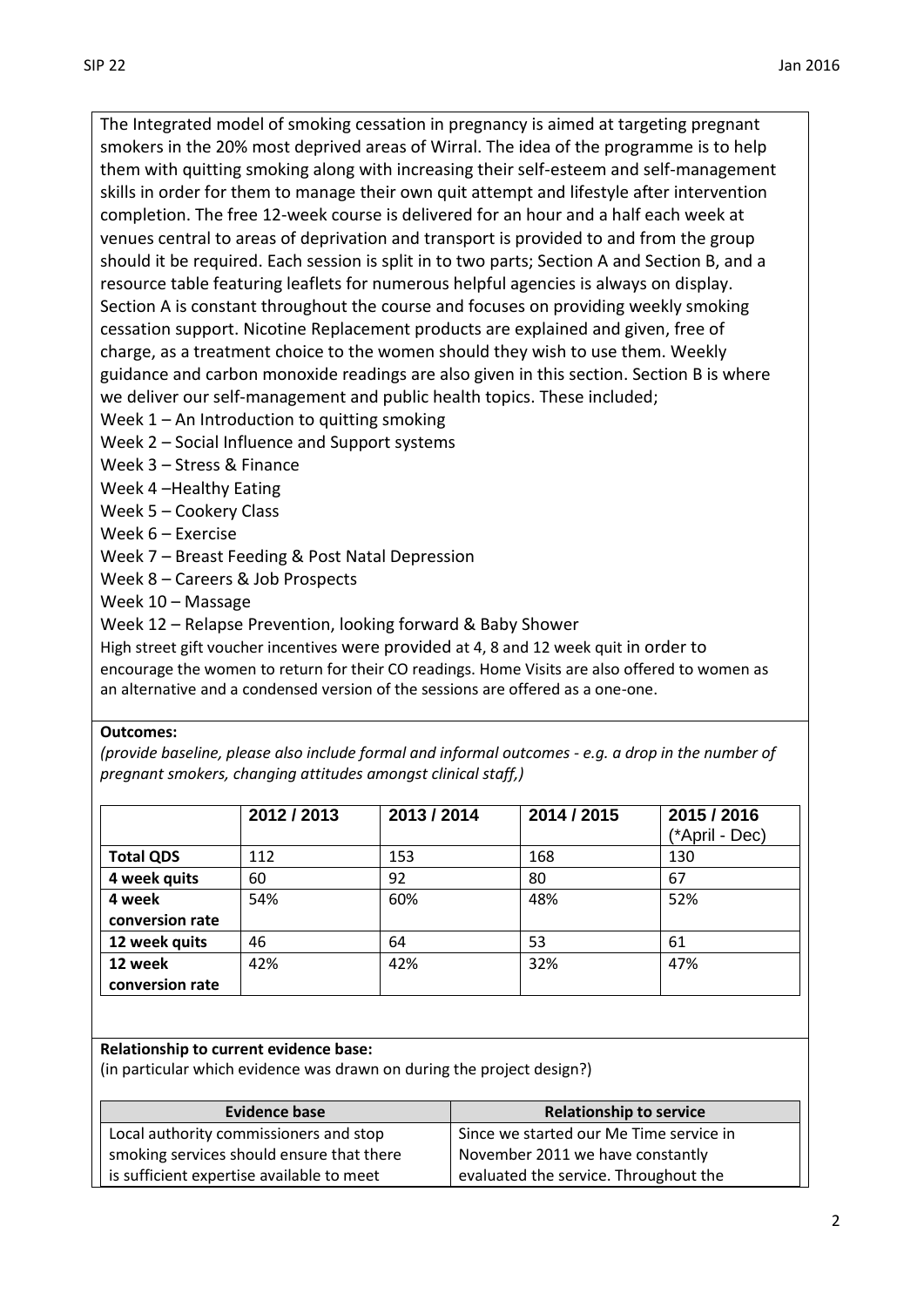The Integrated model of smoking cessation in pregnancy is aimed at targeting pregnant smokers in the 20% most deprived areas of Wirral. The idea of the programme is to help them with quitting smoking along with increasing their self-esteem and self-management skills in order for them to manage their own quit attempt and lifestyle after intervention completion. The free 12-week course is delivered for an hour and a half each week at venues central to areas of deprivation and transport is provided to and from the group should it be required. Each session is split in to two parts; Section A and Section B, and a resource table featuring leaflets for numerous helpful agencies is always on display. Section A is constant throughout the course and focuses on providing weekly smoking cessation support. Nicotine Replacement products are explained and given, free of charge, as a treatment choice to the women should they wish to use them. Weekly guidance and carbon monoxide readings are also given in this section. Section B is where we deliver our self-management and public health topics. These included;

Week 1 – An Introduction to quitting smoking
Week 2 – Social Influence and Support systems
Week 3 – Stress & Finance
Week 4 –Healthy Eating
Week 5 – Cookery Class
Week 6 – Exercise
Week 7 – Breast Feeding & Post Natal Depression
Week 8 – Careers & Job Prospects
Week 10 – Massage
Week 12 – Relapse Prevention, looking forward & Baby Shower

High street gift voucher incentives were provided at 4, 8 and 12 week quit in order to encourage the women to return for their CO readings. Home Visits are also offered to women as an alternative and a condensed version of the sessions are offered as a one-one.

**Outcomes:**

*(provide baseline, please also include formal and informal outcomes - e.g. a drop in the number of pregnant smokers, changing attitudes amongst clinical staff,)*

| | 2012 / 2013 | 2013 / 2014 | 2014 / 2015 | 2015 / 2016 (*April - Dec) |
|---|---|---|---|---|
| **Total QDS** | 112 | 153 | 168 | 130 |
| **4 week quits** | 60 | 92 | 80 | 67 |
| **4 week conversion rate** | 54% | 60% | 48% | 52% |
| **12 week quits** | 46 | 64 | 53 | 61 |
| **12 week conversion rate** | 42% | 42% | 32% | 47% |

**Relationship to current evidence base:**

(in particular which evidence was drawn on during the project design?)

| Evidence base | Relationship to service |
|---|---|
| Local authority commissioners and stop smoking services should ensure that there is sufficient expertise available to meet | Since we started our Me Time service in November 2011 we have constantly evaluated the service. Throughout the |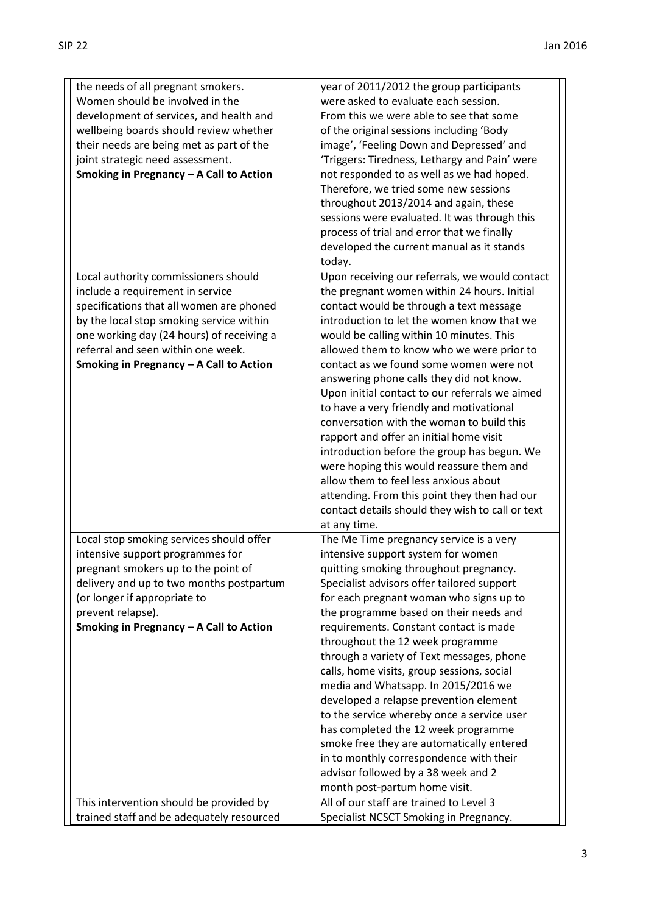| | |
|---|---|
| the needs of all pregnant smokers. Women should be involved in the development of services, and health and wellbeing boards should review whether their needs are being met as part of the joint strategic need assessment. **Smoking in Pregnancy – A Call to Action** | year of 2011/2012 the group participants were asked to evaluate each session. From this we were able to see that some of the original sessions including 'Body image', 'Feeling Down and Depressed' and 'Triggers: Tiredness, Lethargy and Pain' were not responded to as well as we had hoped. Therefore, we tried some new sessions throughout 2013/2014 and again, these sessions were evaluated. It was through this process of trial and error that we finally developed the current manual as it stands today. |
| Local authority commissioners should include a requirement in service specifications that all women are phoned by the local stop smoking service within one working day (24 hours) of receiving a referral and seen within one week. **Smoking in Pregnancy – A Call to Action** | Upon receiving our referrals, we would contact the pregnant women within 24 hours. Initial contact would be through a text message introduction to let the women know that we would be calling within 10 minutes. This allowed them to know who we were prior to contact as we found some women were not answering phone calls they did not know. Upon initial contact to our referrals we aimed to have a very friendly and motivational conversation with the woman to build this rapport and offer an initial home visit introduction before the group has begun. We were hoping this would reassure them and allow them to feel less anxious about attending. From this point they then had our contact details should they wish to call or text at any time. |
| Local stop smoking services should offer intensive support programmes for pregnant smokers up to the point of delivery and up to two months postpartum (or longer if appropriate to prevent relapse). **Smoking in Pregnancy – A Call to Action** | The Me Time pregnancy service is a very intensive support system for women quitting smoking throughout pregnancy. Specialist advisors offer tailored support for each pregnant woman who signs up to the programme based on their needs and requirements. Constant contact is made throughout the 12 week programme through a variety of Text messages, phone calls, home visits, group sessions, social media and Whatsapp. In 2015/2016 we developed a relapse prevention element to the service whereby once a service user has completed the 12 week programme smoke free they are automatically entered in to monthly correspondence with their advisor followed by a 38 week and 2 month post-partum home visit. |
| This intervention should be provided by trained staff and be adequately resourced | All of our staff are trained to Level 3 Specialist NCSCT Smoking in Pregnancy. |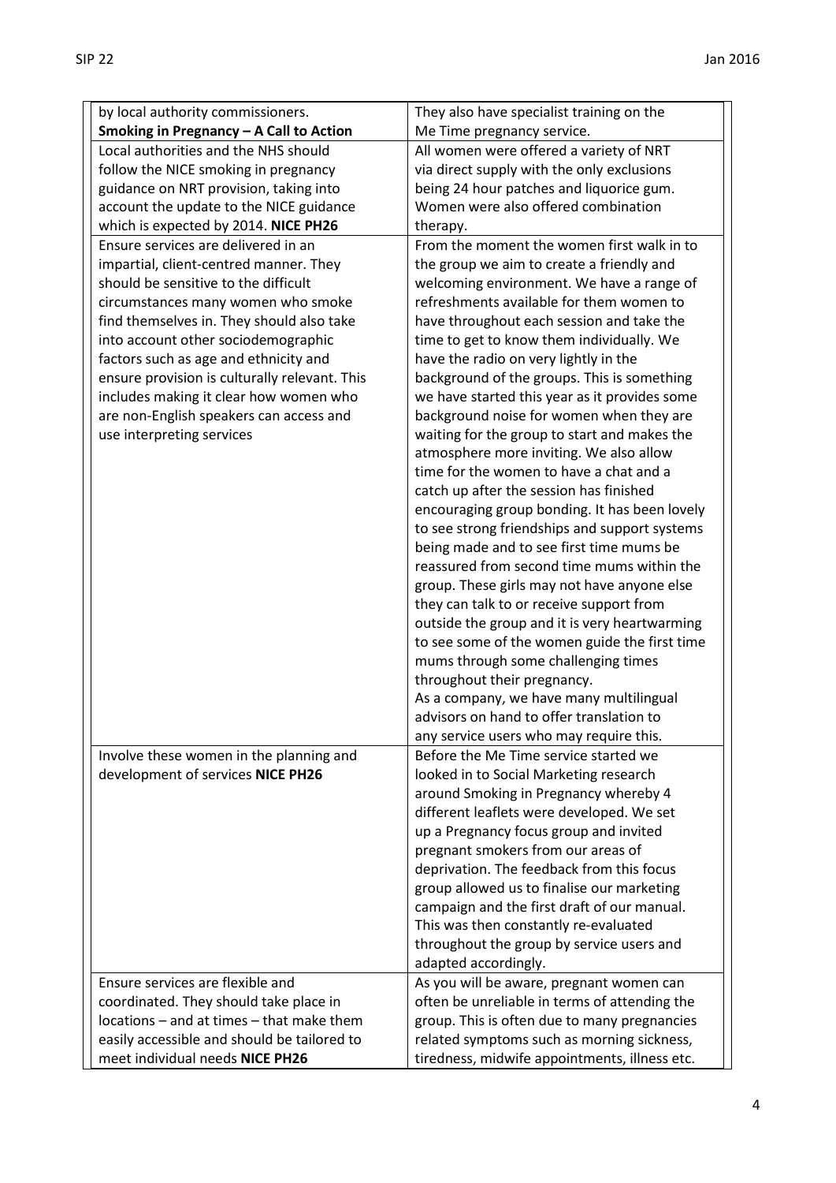| | |
|---|---|
| by local authority commissioners. **Smoking in Pregnancy – A Call to Action** | They also have specialist training on the Me Time pregnancy service. |
| Local authorities and the NHS should follow the NICE smoking in pregnancy guidance on NRT provision, taking into account the update to the NICE guidance which is expected by 2014. **NICE PH26** | All women were offered a variety of NRT via direct supply with the only exclusions being 24 hour patches and liquorice gum. Women were also offered combination therapy. |
| Ensure services are delivered in an impartial, client-centred manner. They should be sensitive to the difficult circumstances many women who smoke find themselves in. They should also take into account other sociodemographic factors such as age and ethnicity and ensure provision is culturally relevant. This includes making it clear how women who are non-English speakers can access and use interpreting services | From the moment the women first walk in to the group we aim to create a friendly and welcoming environment. We have a range of refreshments available for them women to have throughout each session and take the time to get to know them individually. We have the radio on very lightly in the background of the groups. This is something we have started this year as it provides some background noise for women when they are waiting for the group to start and makes the atmosphere more inviting. We also allow time for the women to have a chat and a catch up after the session has finished encouraging group bonding. It has been lovely to see strong friendships and support systems being made and to see first time mums be reassured from second time mums within the group. These girls may not have anyone else they can talk to or receive support from outside the group and it is very heartwarming to see some of the women guide the first time mums through some challenging times throughout their pregnancy.<br>As a company, we have many multilingual advisors on hand to offer translation to any service users who may require this. |
| Involve these women in the planning and development of services **NICE PH26** | Before the Me Time service started we looked in to Social Marketing research around Smoking in Pregnancy whereby 4 different leaflets were developed. We set up a Pregnancy focus group and invited pregnant smokers from our areas of deprivation. The feedback from this focus group allowed us to finalise our marketing campaign and the first draft of our manual. This was then constantly re-evaluated throughout the group by service users and adapted accordingly. |
| Ensure services are flexible and coordinated. They should take place in locations – and at times – that make them easily accessible and should be tailored to meet individual needs **NICE PH26** | As you will be aware, pregnant women can often be unreliable in terms of attending the group. This is often due to many pregnancies related symptoms such as morning sickness, tiredness, midwife appointments, illness etc. |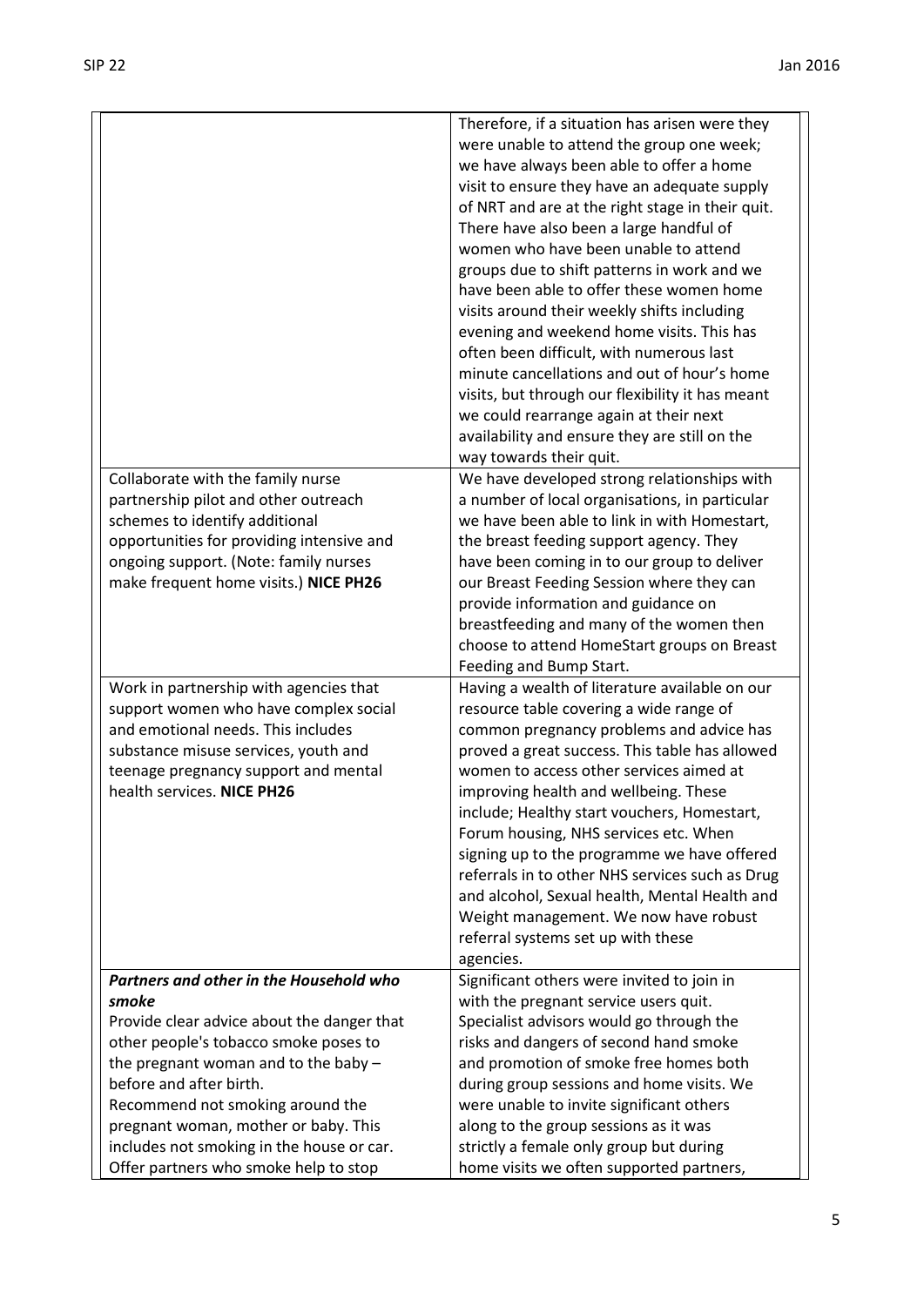| | |
|---|---|
| | Therefore, if a situation has arisen were they were unable to attend the group one week; we have always been able to offer a home visit to ensure they have an adequate supply of NRT and are at the right stage in their quit. There have also been a large handful of women who have been unable to attend groups due to shift patterns in work and we have been able to offer these women home visits around their weekly shifts including evening and weekend home visits. This has often been difficult, with numerous last minute cancellations and out of hour's home visits, but through our flexibility it has meant we could rearrange again at their next availability and ensure they are still on the way towards their quit. |
| Collaborate with the family nurse partnership pilot and other outreach schemes to identify additional opportunities for providing intensive and ongoing support. (Note: family nurses make frequent home visits.) **NICE PH26** | We have developed strong relationships with a number of local organisations, in particular we have been able to link in with Homestart, the breast feeding support agency. They have been coming in to our group to deliver our Breast Feeding Session where they can provide information and guidance on breastfeeding and many of the women then choose to attend HomeStart groups on Breast Feeding and Bump Start. |
| Work in partnership with agencies that support women who have complex social and emotional needs. This includes substance misuse services, youth and teenage pregnancy support and mental health services. **NICE PH26** | Having a wealth of literature available on our resource table covering a wide range of common pregnancy problems and advice has proved a great success. This table has allowed women to access other services aimed at improving health and wellbeing. These include; Healthy start vouchers, Homestart, Forum housing, NHS services etc. When signing up to the programme we have offered referrals in to other NHS services such as Drug and alcohol, Sexual health, Mental Health and Weight management. We now have robust referral systems set up with these agencies. |
| ***Partners and other in the Household who smoke*** <br> Provide clear advice about the danger that other people's tobacco smoke poses to the pregnant woman and to the baby – before and after birth. <br> Recommend not smoking around the pregnant woman, mother or baby. This includes not smoking in the house or car. <br> Offer partners who smoke help to stop | Significant others were invited to join in with the pregnant service users quit. Specialist advisors would go through the risks and dangers of second hand smoke and promotion of smoke free homes both during group sessions and home visits. We were unable to invite significant others along to the group sessions as it was strictly a female only group but during home visits we often supported partners, |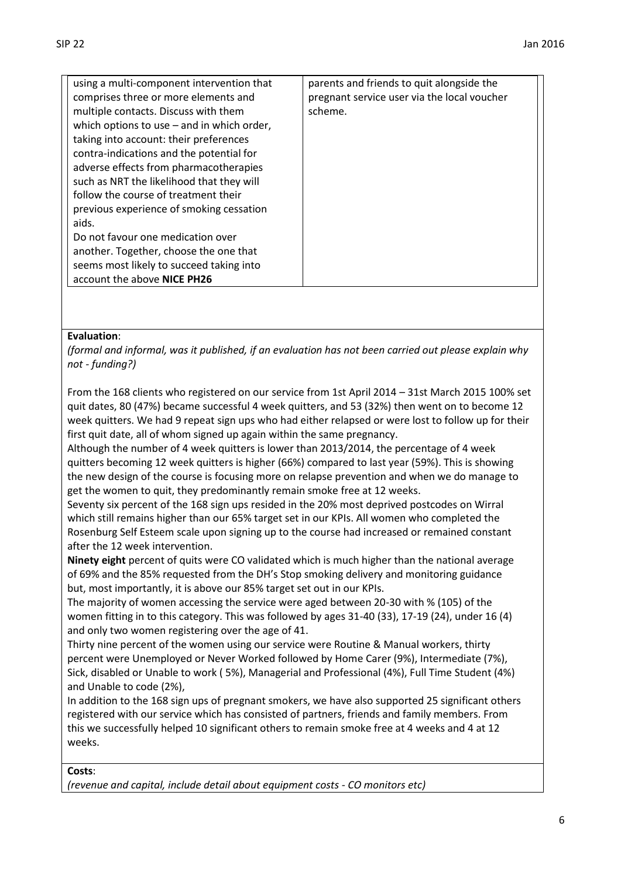| | |
|---|---|
| using a multi-component intervention that comprises three or more elements and multiple contacts. Discuss with them which options to use – and in which order, taking into account: their preferences contra-indications and the potential for adverse effects from pharmacotherapies such as NRT the likelihood that they will follow the course of treatment their previous experience of smoking cessation aids.<br>Do not favour one medication over another. Together, choose the one that seems most likely to succeed taking into account the above **NICE PH26** | parents and friends to quit alongside the pregnant service user via the local voucher scheme. |

**Evaluation**:

*(formal and informal, was it published, if an evaluation has not been carried out please explain why not - funding?)*

From the 168 clients who registered on our service from 1st April 2014 – 31st March 2015 100% set quit dates, 80 (47%) became successful 4 week quitters, and 53 (32%) then went on to become 12 week quitters. We had 9 repeat sign ups who had either relapsed or were lost to follow up for their first quit date, all of whom signed up again within the same pregnancy.

Although the number of 4 week quitters is lower than 2013/2014, the percentage of 4 week quitters becoming 12 week quitters is higher (66%) compared to last year (59%). This is showing the new design of the course is focusing more on relapse prevention and when we do manage to get the women to quit, they predominantly remain smoke free at 12 weeks.

Seventy six percent of the 168 sign ups resided in the 20% most deprived postcodes on Wirral which still remains higher than our 65% target set in our KPIs. All women who completed the Rosenburg Self Esteem scale upon signing up to the course had increased or remained constant after the 12 week intervention.

**Ninety eight** percent of quits were CO validated which is much higher than the national average of 69% and the 85% requested from the DH's Stop smoking delivery and monitoring guidance but, most importantly, it is above our 85% target set out in our KPIs.

The majority of women accessing the service were aged between 20-30 with % (105) of the women fitting in to this category. This was followed by ages 31-40 (33), 17-19 (24), under 16 (4) and only two women registering over the age of 41.

Thirty nine percent of the women using our service were Routine & Manual workers, thirty percent were Unemployed or Never Worked followed by Home Carer (9%), Intermediate (7%), Sick, disabled or Unable to work ( 5%), Managerial and Professional (4%), Full Time Student (4%) and Unable to code (2%),

In addition to the 168 sign ups of pregnant smokers, we have also supported 25 significant others registered with our service which has consisted of partners, friends and family members. From this we successfully helped 10 significant others to remain smoke free at 4 weeks and 4 at 12 weeks.

**Costs**:

*(revenue and capital, include detail about equipment costs - CO monitors etc)*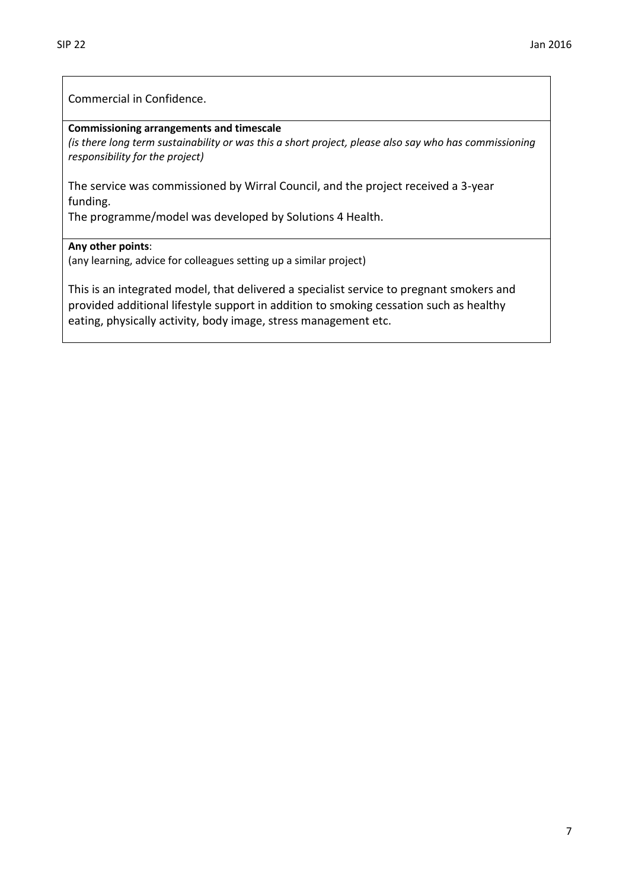Commercial in Confidence.

**Commissioning arrangements and timescale**
*(is there long term sustainability or was this a short project, please also say who has commissioning responsibility for the project)*

The service was commissioned by Wirral Council, and the project received a 3-year funding.
The programme/model was developed by Solutions 4 Health.

**Any other points**:
(any learning, advice for colleagues setting up a similar project)

This is an integrated model, that delivered a specialist service to pregnant smokers and provided additional lifestyle support in addition to smoking cessation such as healthy eating, physically activity, body image, stress management etc.